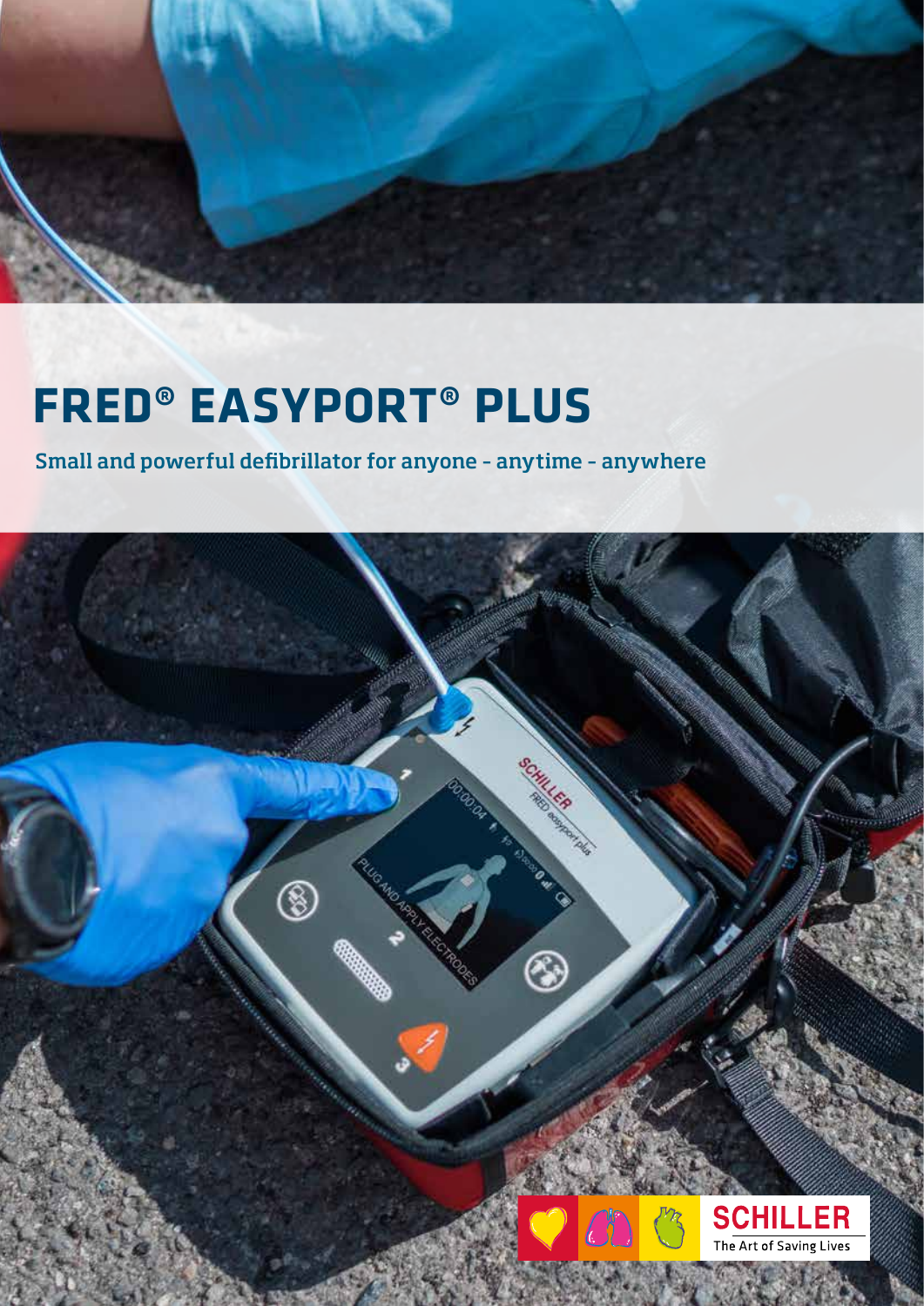# FRED® EASYPORT® PLUS

Small and powerful defibrillator for anyone - anytime - anywhere

SCHILLER

The Art of Saving Lives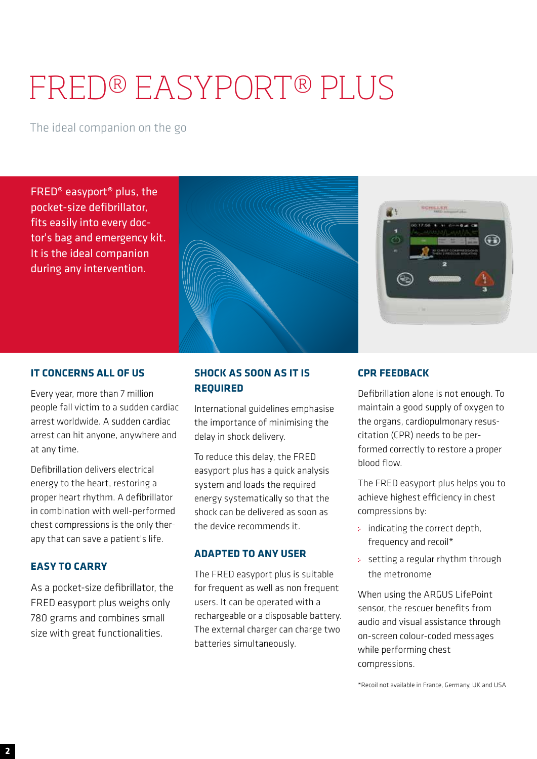# FRED® EASYPORT® PLUS

The ideal companion on the go

FRED® easyport® plus, the pocket-size defibrillator, fits easily into every doctor's bag and emergency kit. It is the ideal companion during any intervention.

## IT CONCERNS ALL OF US

Every year, more than 7 million people fall victim to a sudden cardiac arrest worldwide. A sudden cardiac arrest can hit anyone, anywhere and at any time.

Defibrillation delivers electrical energy to the heart, restoring a proper heart rhythm. A defibrillator in combination with well-performed chest compressions is the only therapy that can save a patient's life.

## EASY TO CARRY

As a pocket-size defibrillator, the FRED easyport plus weighs only 780 grams and combines small size with great functionalities.

## SHOCK AS SOON AS IT IS REQUIRED

International guidelines emphasise the importance of minimising the delay in shock delivery.

To reduce this delay, the FRED easyport plus has a quick analysis system and loads the required energy systematically so that the shock can be delivered as soon as the device recommends it.

## ADAPTED TO ANY USER

The FRED easyport plus is suitable for frequent as well as non frequent users. It can be operated with a rechargeable or a disposable battery. The external charger can charge two batteries simultaneously.

## CPR FEEDBACK

Defibrillation alone is not enough. To maintain a good supply of oxygen to the organs, cardiopulmonary resuscitation (CPR) needs to be performed correctly to restore a proper blood flow.

The FRED easyport plus helps you to achieve highest efficiency in chest compressions by:

- indicating the correct depth, frequency and recoil*
- setting a regular rhythm through the metronome

When using the ARGUS LifePoint sensor, the rescuer benefits from audio and visual assistance through on-screen colour-coded messages while performing chest compressions.

*Recoil not available in France, Germany, UK and USA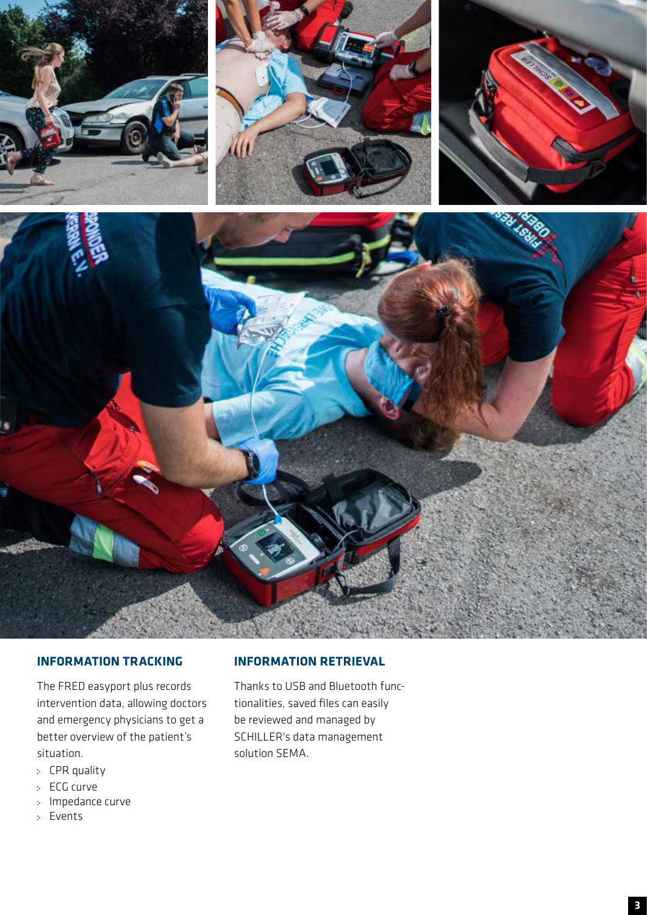## INFORMATION TRACKING

The FRED easyport plus records intervention data, allowing doctors and emergency physicians to get a better overview of the patient's situation.

- CPR quality
- ECG curve
- Impedance curve
- Events

## INFORMATION RETRIEVAL

Thanks to USB and Bluetooth functionalities, saved files can easily be reviewed and managed by SCHILLER's data management solution SEMA.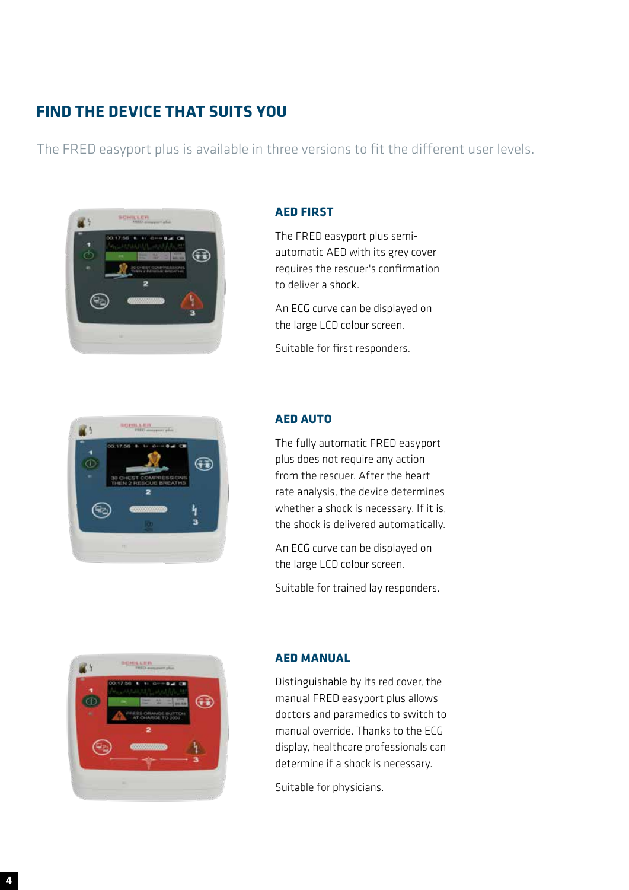## FIND THE DEVICE THAT SUITS YOU

The FRED easyport plus is available in three versions to fit the different user levels.

### AED FIRST

The FRED easyport plus semi-automatic AED with its grey cover requires the rescuer's confirmation to deliver a shock.

An ECG curve can be displayed on the large LCD colour screen.

Suitable for first responders.

### AED AUTO

The fully automatic FRED easyport plus does not require any action from the rescuer. After the heart rate analysis, the device determines whether a shock is necessary. If it is, the shock is delivered automatically.

An ECG curve can be displayed on the large LCD colour screen.

Suitable for trained lay responders.

### AED MANUAL

Distinguishable by its red cover, the manual FRED easyport plus allows doctors and paramedics to switch to manual override. Thanks to the ECG display, healthcare professionals can determine if a shock is necessary.

Suitable for physicians.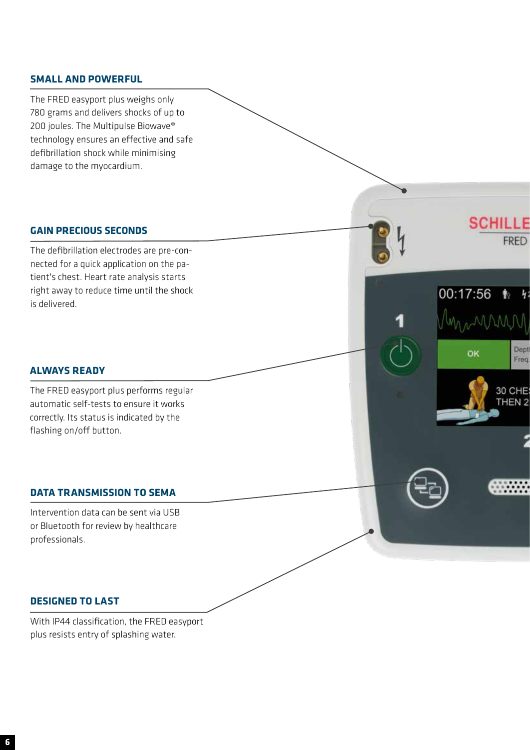## SMALL AND POWERFUL

The FRED easyport plus weighs only 780 grams and delivers shocks of up to 200 joules. The Multipulse Biowave® technology ensures an effective and safe defibrillation shock while minimising damage to the myocardium.

## GAIN PRECIOUS SECONDS

The defibrillation electrodes are pre-connected for a quick application on the patient's chest. Heart rate analysis starts right away to reduce time until the shock is delivered.

## ALWAYS READY

The FRED easyport plus performs regular automatic self-tests to ensure it works correctly. Its status is indicated by the flashing on/off button.

## DATA TRANSMISSION TO SEMA

Intervention data can be sent via USB or Bluetooth for review by healthcare professionals.

## DESIGNED TO LAST

With IP44 classification, the FRED easyport plus resists entry of splashing water.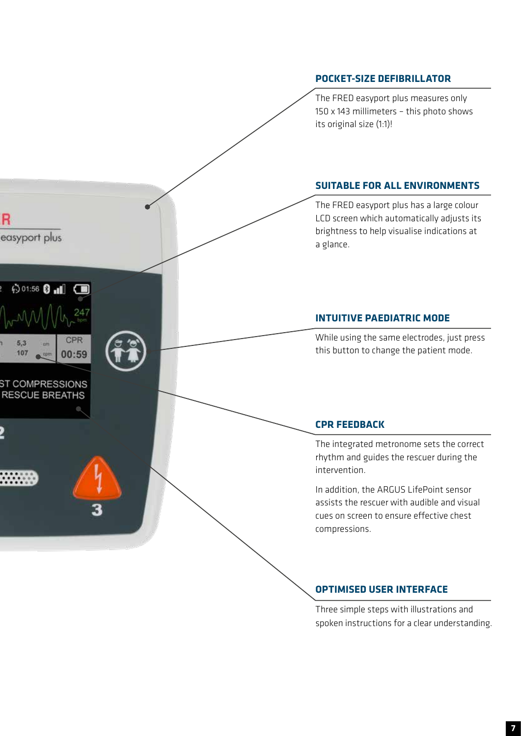## POCKET-SIZE DEFIBRILLATOR

The FRED easyport plus measures only 150 x 143 millimeters – this photo shows its original size (1:1)!

## SUITABLE FOR ALL ENVIRONMENTS

The FRED easyport plus has a large colour LCD screen which automatically adjusts its brightness to help visualise indications at a glance.

## INTUITIVE PAEDIATRIC MODE

While using the same electrodes, just press this button to change the patient mode.

## CPR FEEDBACK

The integrated metronome sets the correct rhythm and guides the rescuer during the intervention.

In addition, the ARGUS LifePoint sensor assists the rescuer with audible and visual cues on screen to ensure effective chest compressions.

## OPTIMISED USER INTERFACE

Three simple steps with illustrations and spoken instructions for a clear understanding.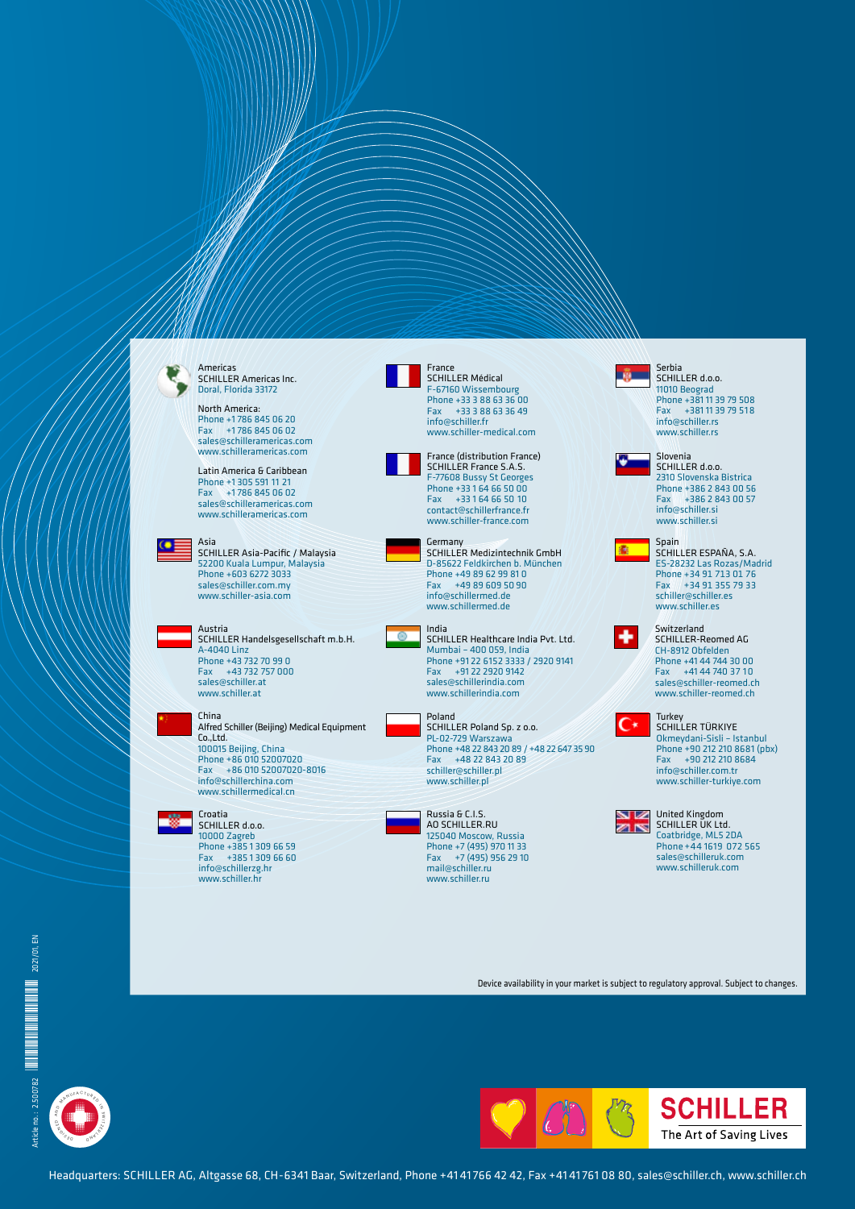**Americas**
SCHILLER Americas Inc.
Doral, Florida 33172

North America:
Phone +1 786 845 06 20
Fax +1 786 845 06 02
sales@schilleramericas.com
www.schilleramericas.com

Latin America & Caribbean
Phone +1 305 591 11 21
Fax +1 786 845 06 02
sales@schilleramericas.com
www.schilleramericas.com

**Asia**
SCHILLER Asia-Pacific / Malaysia
52200 Kuala Lumpur, Malaysia
Phone +603 6272 3033
sales@schiller.com.my
www.schiller-asia.com

**Austria**
SCHILLER Handelsgesellschaft m.b.H.
A-4040 Linz
Phone +43 732 70 99 0
Fax +43 732 757 000
sales@schiller.at
www.schiller.at

**China**
Alfred Schiller (Beijing) Medical Equipment Co.,Ltd.
100015 Beijing, China
Phone +86 010 52007020
Fax +86 010 52007020-8016
info@schillerchina.com
www.schillermedical.cn

**Croatia**
SCHILLER d.o.o.
10000 Zagreb
Phone +385 1 309 66 59
Fax +385 1 309 66 60
info@schillerzg.hr
www.schiller.hr

**France**
SCHILLER Médical
F-67160 Wissembourg
Phone +33 3 88 63 36 00
Fax +33 3 88 63 36 49
info@schiller.fr
www.schiller-medical.com

**France (distribution France)**
SCHILLER France S.A.S.
F-77608 Bussy St Georges
Phone +33 1 64 66 50 00
Fax +33 1 64 66 50 10
contact@schillerfrance.fr
www.schiller-france.com

**Germany**
SCHILLER Medizintechnik GmbH
D-85622 Feldkirchen b. München
Phone +49 89 62 99 81 0
Fax +49 89 609 50 90
info@schillermed.de
www.schillermed.de

**India**
SCHILLER Healthcare India Pvt. Ltd.
Mumbai – 400 059, India
Phone +91 22 6152 3333 / 2920 9141
Fax +91 22 2920 9142
sales@schillerindia.com
www.schillerindia.com

**Poland**
SCHILLER Poland Sp. z o.o.
PL-02-729 Warszawa
Phone +48 22 843 20 89 / +48 22 647 35 90
Fax +48 22 843 20 89
schiller@schiller.pl
www.schiller.pl

**Russia & C.I.S.**
AO SCHILLER.RU
125040 Moscow, Russia
Phone +7 (495) 970 11 33
Fax +7 (495) 956 29 10
mail@schiller.ru
www.schiller.ru

**Serbia**
SCHILLER d.o.o.
11010 Beograd
Phone +381 11 39 79 508
Fax +381 11 39 79 518
info@schiller.rs
www.schiller.rs

**Slovenia**
SCHILLER d.o.o.
2310 Slovenska Bistrica
Phone +386 2 843 00 56
Fax +386 2 843 00 57
info@schiller.si
www.schiller.si

**Spain**
SCHILLER ESPAÑA, S.A.
ES-28232 Las Rozas/Madrid
Phone +34 91 713 01 76
Fax +34 91 355 79 33
schiller@schiller.es
www.schiller.es

**Switzerland**
SCHILLER-Reomed AG
CH-8912 Obfelden
Phone +41 44 744 30 00
Fax +41 44 740 37 10
sales@schiller-reomed.ch
www.schiller-reomed.ch

**Turkey**
SCHILLER TÜRKIYE
Okmeydani-Sisli – Istanbul
Phone +90 212 210 8681 (pbx)
Fax +90 212 210 8684
info@schiller.com.tr
www.schiller-turkiye.com

**United Kingdom**
SCHILLER UK Ltd.
Coatbridge, ML5 2DA
Phone +44 1619 072 565
sales@schilleruk.com
www.schilleruk.com

Device availability in your market is subject to regulatory approval. Subject to changes.

Article no.: 2.500782 2021/01, EN

SCHILLER
The Art of Saving Lives

Headquarters: SCHILLER AG, Altgasse 68, CH-6341 Baar, Switzerland, Phone +41 41 766 42 42, Fax +41 41 761 08 80, sales@schiller.ch, www.schiller.ch